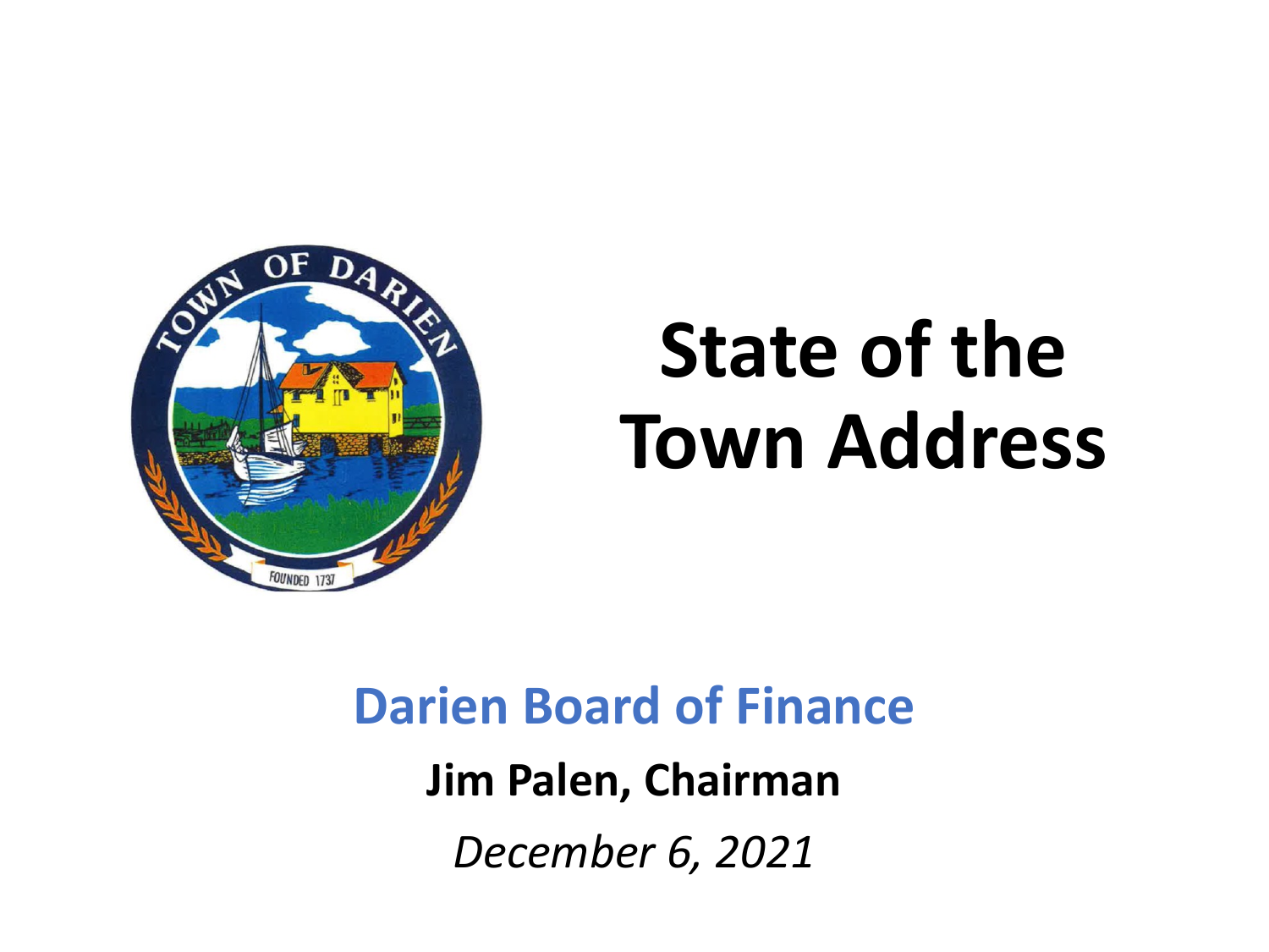# State of the Town Address

## Darien Board of Finance

**Jim Palen, Chairman**

*December 6, 2021*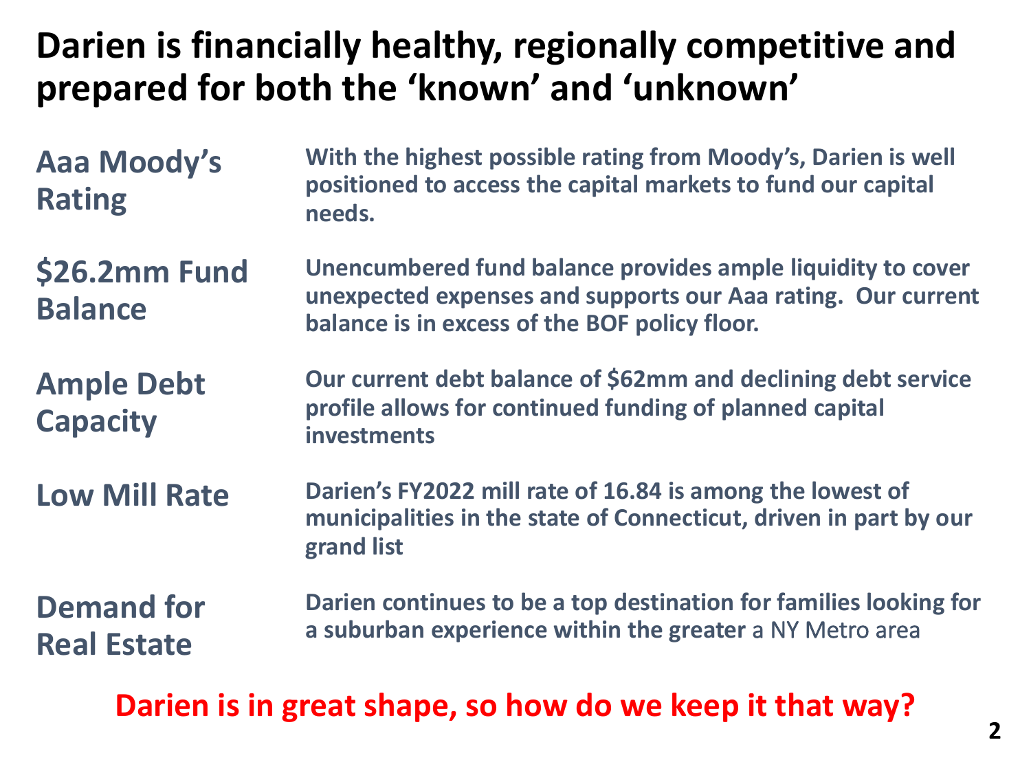# Darien is financially healthy, regionally competitive and prepared for both the ‘known’ and ‘unknown’

| | |
|---|---|
| **Aaa Moody’s Rating** | **With the highest possible rating from Moody’s, Darien is well positioned to access the capital markets to fund our capital needs.** |
| **$26.2mm Fund Balance** | **Unencumbered fund balance provides ample liquidity to cover unexpected expenses and supports our Aaa rating. Our current balance is in excess of the BOF policy floor.** |
| **Ample Debt Capacity** | **Our current debt balance of $62mm and declining debt service profile allows for continued funding of planned capital investments** |
| **Low Mill Rate** | **Darien’s FY2022 mill rate of 16.84 is among the lowest of municipalities in the state of Connecticut, driven in part by our grand list** |
| **Demand for Real Estate** | **Darien continues to be a top destination for families looking for a suburban experience within the greater** a NY Metro area |

**Darien is in great shape, so how do we keep it that way?**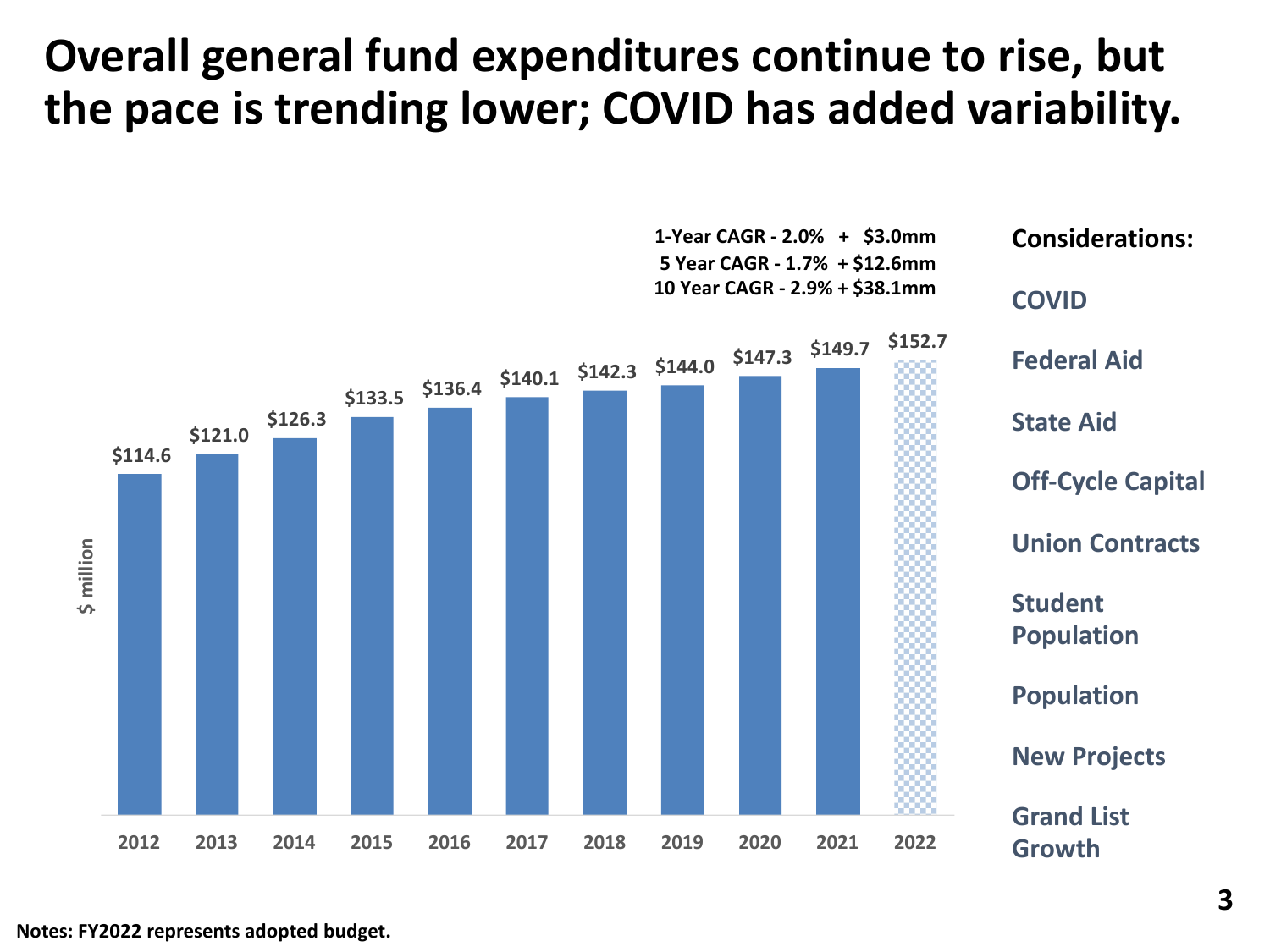# Overall general fund expenditures continue to rise, but the pace is trending lower; COVID has added variability.

**1-Year CAGR - 2.0% + $3.0mm**
**5 Year CAGR - 1.7% + $12.6mm**
**10 Year CAGR - 2.9% + $38.1mm**

| Year | $ million |
| --- | --- |
| 2012 | $114.6 |
| 2013 | $121.0 |
| 2014 | $126.3 |
| 2015 | $133.5 |
| 2016 | $136.4 |
| 2017 | $140.1 |
| 2018 | $142.3 |
| 2019 | $144.0 |
| 2020 | $147.3 |
| 2021 | $149.7 |
| 2022 | $152.7 |

**Considerations:**

- COVID
- Federal Aid
- State Aid
- Off-Cycle Capital
- Union Contracts
- Student Population
- Population
- New Projects
- Grand List Growth

**Notes: FY2022 represents adopted budget.**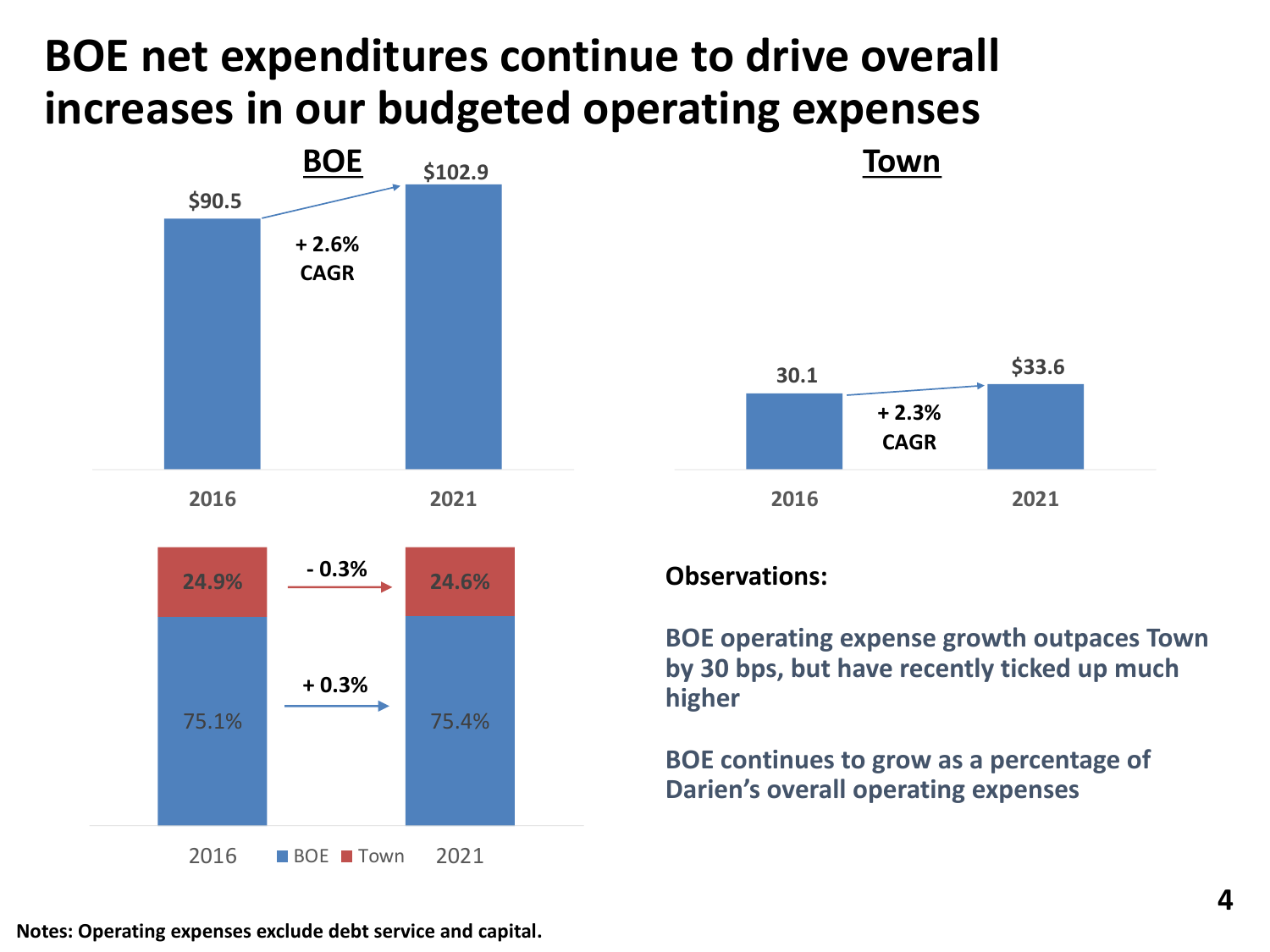# BOE net expenditures continue to drive overall increases in our budgeted operating expenses

## BOE

| | 2016 | 2021 |
|---|---|---|
| BOE | $90.5 | $102.9 |

+ 2.6% CAGR

## Town

| | 2016 | 2021 |
|---|---|---|
| Town | 30.1 | $33.6 |

+ 2.3% CAGR

| | 2016 | Change | 2021 |
|---|---|---|---|
| Town | 24.9% | - 0.3% | 24.6% |
| BOE | 75.1% | + 0.3% | 75.4% |

**Observations:**

**BOE operating expense growth outpaces Town by 30 bps, but have recently ticked up much higher**

**BOE continues to grow as a percentage of Darien's overall operating expenses**

**Notes: Operating expenses exclude debt service and capital.**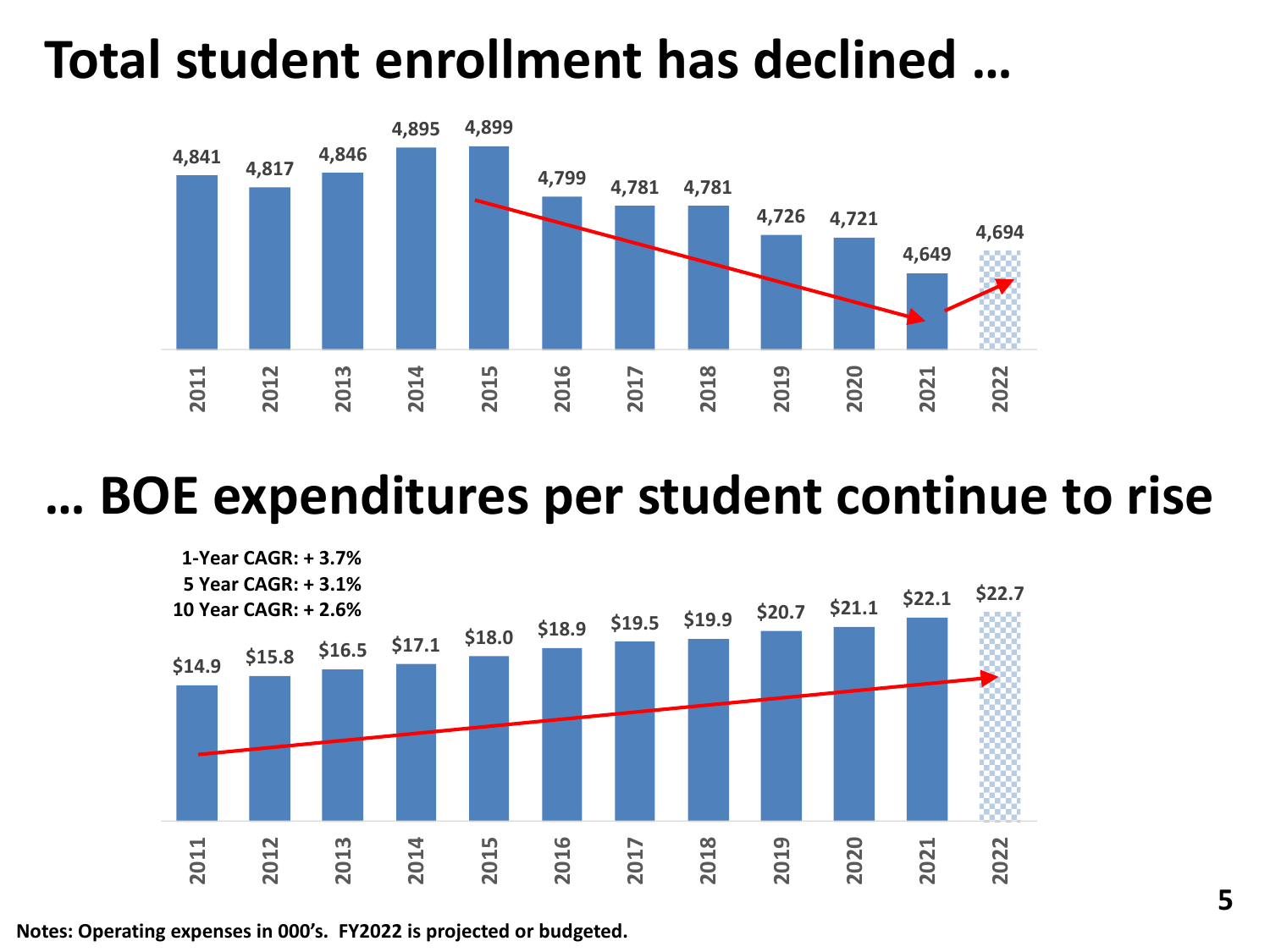# Total student enrollment has declined …

| Year | Enrollment |
|---|---|
| 2011 | 4,841 |
| 2012 | 4,817 |
| 2013 | 4,846 |
| 2014 | 4,895 |
| 2015 | 4,899 |
| 2016 | 4,799 |
| 2017 | 4,781 |
| 2018 | 4,781 |
| 2019 | 4,726 |
| 2020 | 4,721 |
| 2021 | 4,649 |
| 2022 | 4,694 |

# … BOE expenditures per student continue to rise

**1-Year CAGR: + 3.7%**
**5 Year CAGR: + 3.1%**
**10 Year CAGR: + 2.6%**

| Year | Expenditures per Student |
|---|---|
| 2011 | $14.9 |
| 2012 | $15.8 |
| 2013 | $16.5 |
| 2014 | $17.1 |
| 2015 | $18.0 |
| 2016 | $18.9 |
| 2017 | $19.5 |
| 2018 | $19.9 |
| 2019 | $20.7 |
| 2020 | $21.1 |
| 2021 | $22.1 |
| 2022 | $22.7 |

**Notes: Operating expenses in 000's. FY2022 is projected or budgeted.**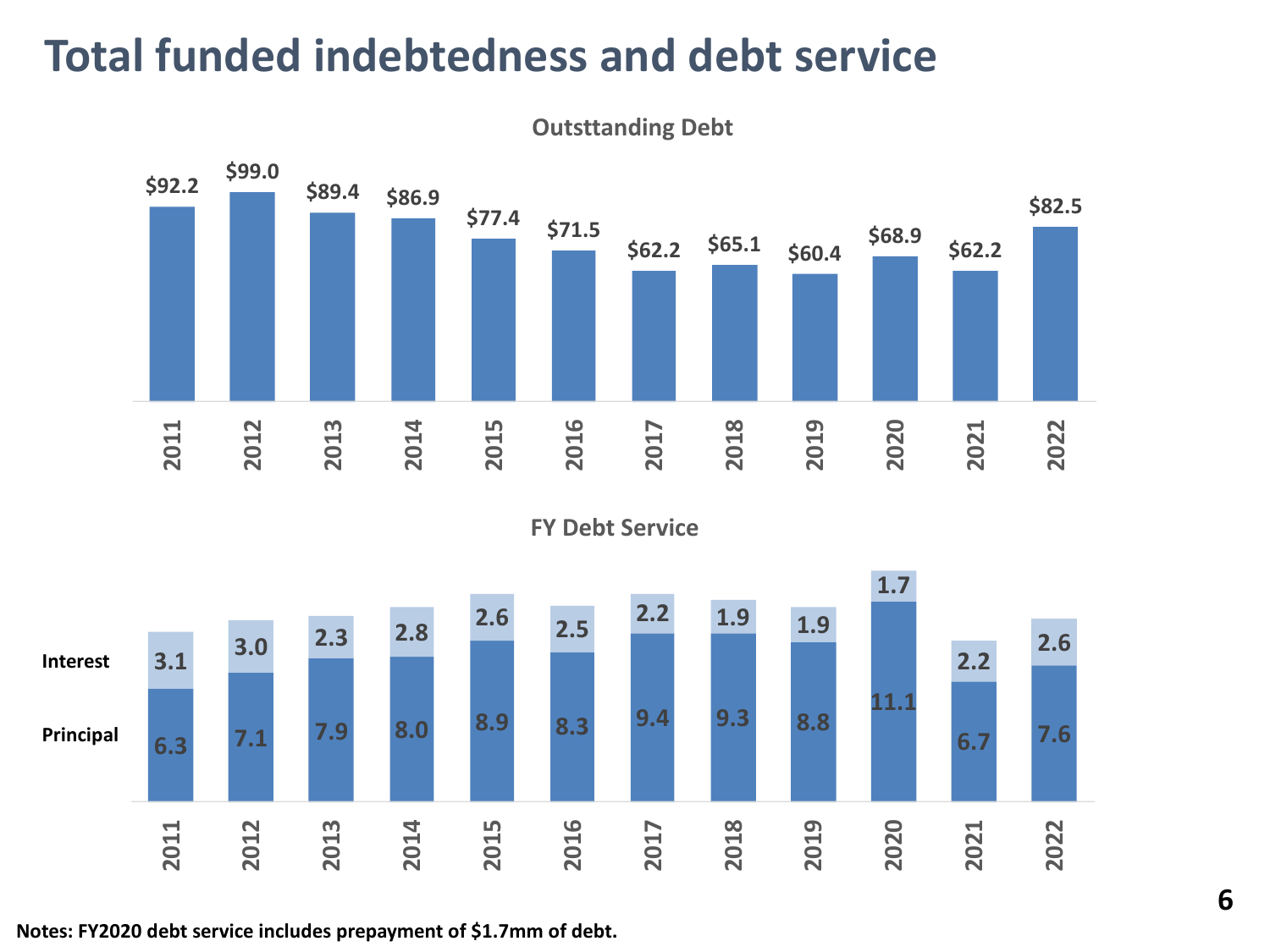# Total funded indebtedness and debt service

**Outsttanding Debt**

| Year | Outstanding Debt |
|---|---|
| 2011 | $92.2 |
| 2012 | $99.0 |
| 2013 | $89.4 |
| 2014 | $86.9 |
| 2015 | $77.4 |
| 2016 | $71.5 |
| 2017 | $62.2 |
| 2018 | $65.1 |
| 2019 | $60.4 |
| 2020 | $68.9 |
| 2021 | $62.2 |
| 2022 | $82.5 |

**FY Debt Service**

| Year | Principal | Interest |
|---|---|---|
| 2011 | 6.3 | 3.1 |
| 2012 | 7.1 | 3.0 |
| 2013 | 7.9 | 2.3 |
| 2014 | 8.0 | 2.8 |
| 2015 | 8.9 | 2.6 |
| 2016 | 8.3 | 2.5 |
| 2017 | 9.4 | 2.2 |
| 2018 | 9.3 | 1.9 |
| 2019 | 8.8 | 1.9 |
| 2020 | 11.1 | 1.7 |
| 2021 | 6.7 | 2.2 |
| 2022 | 7.6 | 2.6 |

**Notes: FY2020 debt service includes prepayment of $1.7mm of debt.**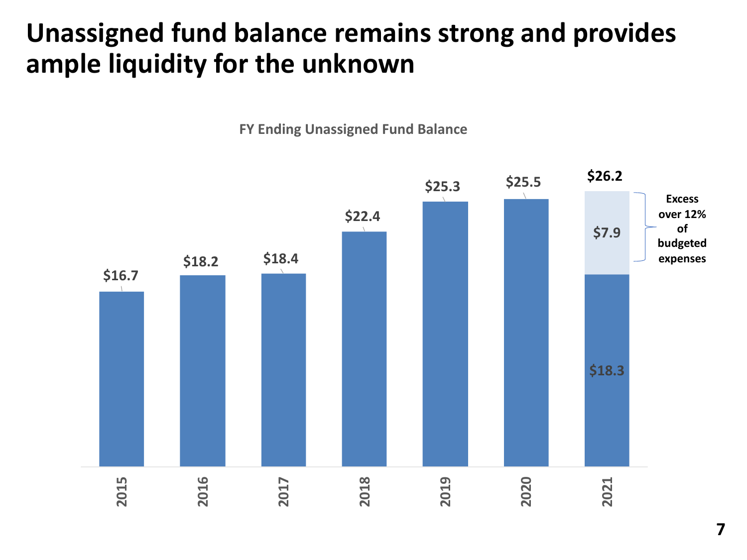# Unassigned fund balance remains strong and provides ample liquidity for the unknown

**FY Ending Unassigned Fund Balance**

| Year | Unassigned Fund Balance |
| --- | --- |
| 2015 | $16.7 |
| 2016 | $18.2 |
| 2017 | $18.4 |
| 2018 | $22.4 |
| 2019 | $25.3 |
| 2020 | $25.5 |
| 2021 | $26.2 ($18.3 + $7.9 Excess over 12% of budgeted expenses) |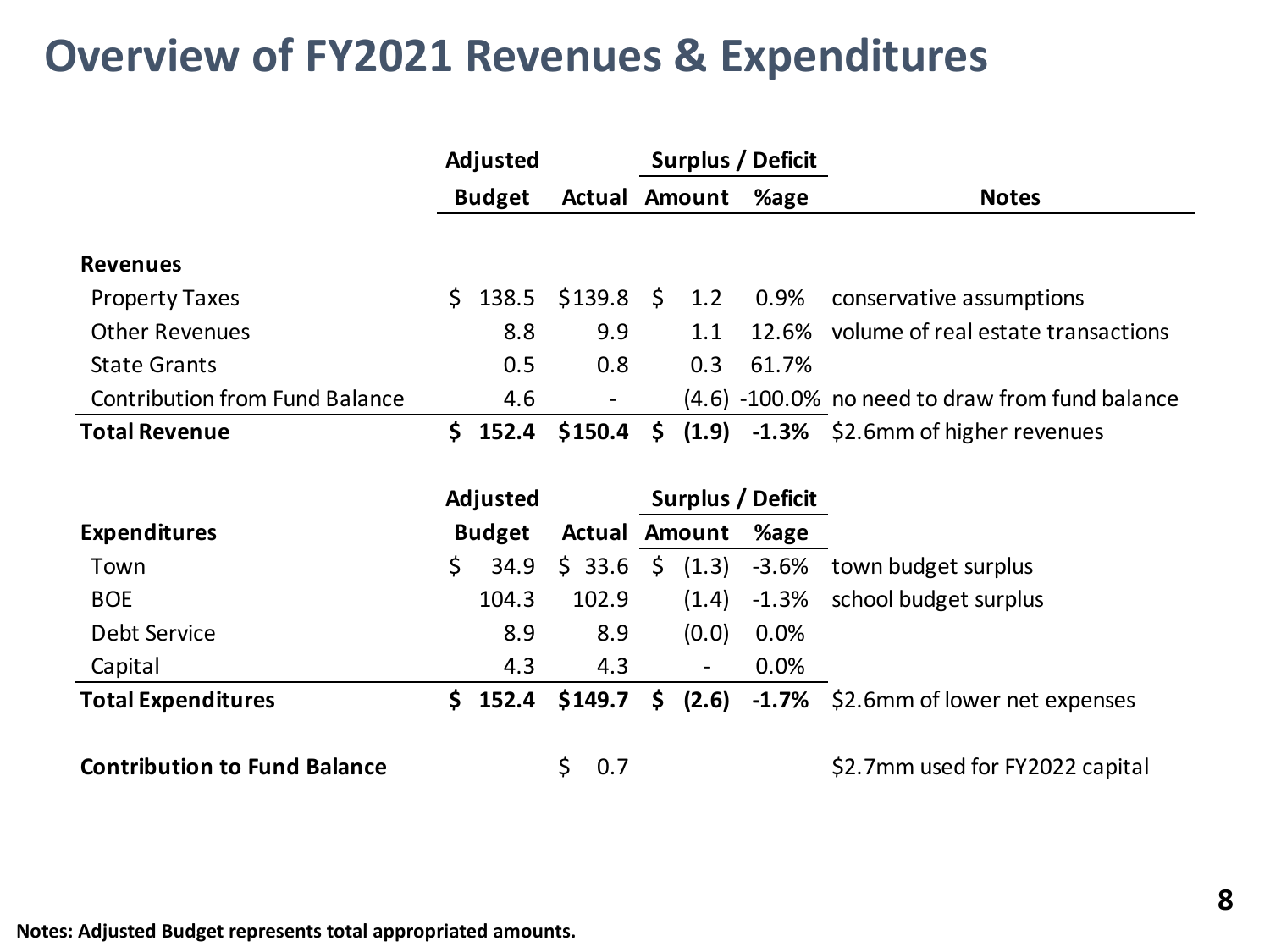# Overview of FY2021 Revenues & Expenditures

| | Adjusted | | Surplus / Deficit | | |
|---|---|---|---|---|---|
| | **Budget** | **Actual** | **Amount** | **%age** | **Notes** |
| **Revenues** | | | | | |
| Property Taxes | $ 138.5 | $139.8 | $ 1.2 | 0.9% | conservative assumptions |
| Other Revenues | 8.8 | 9.9 | 1.1 | 12.6% | volume of real estate transactions |
| State Grants | 0.5 | 0.8 | 0.3 | 61.7% | |
| Contribution from Fund Balance | 4.6 | - | (4.6) | -100.0% | no need to draw from fund balance |
| **Total Revenue** | **$ 152.4** | **$150.4** | **$ (1.9)** | **-1.3%** | $2.6mm of higher revenues |

| | Adjusted | | Surplus / Deficit | | |
|---|---|---|---|---|---|
| **Expenditures** | **Budget** | **Actual** | **Amount** | **%age** | |
| Town | $ 34.9 | $ 33.6 | $ (1.3) | -3.6% | town budget surplus |
| BOE | 104.3 | 102.9 | (1.4) | -1.3% | school budget surplus |
| Debt Service | 8.9 | 8.9 | (0.0) | 0.0% | |
| Capital | 4.3 | 4.3 | - | 0.0% | |
| **Total Expenditures** | **$ 152.4** | **$149.7** | **$ (2.6)** | **-1.7%** | $2.6mm of lower net expenses |
| | | | | | |
| **Contribution to Fund Balance** | | $ 0.7 | | | $2.7mm used for FY2022 capital |

**Notes: Adjusted Budget represents total appropriated amounts.**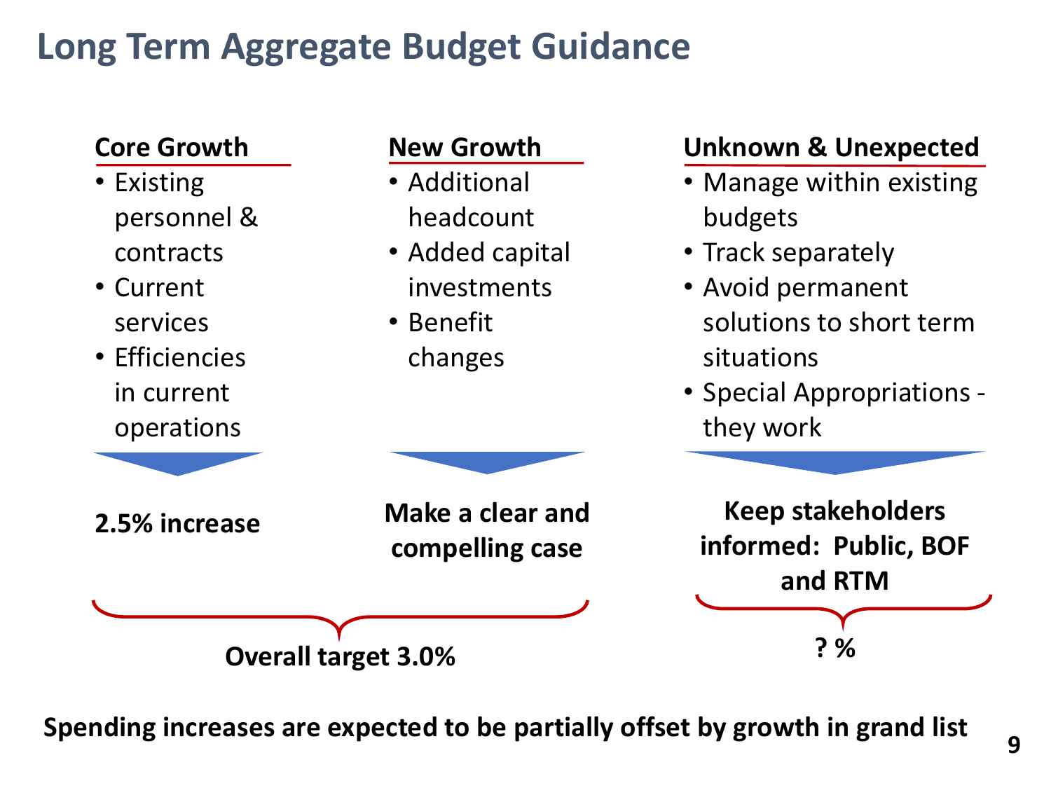# Long Term Aggregate Budget Guidance

### Core Growth

- Existing personnel & contracts
- Current services
- Efficiencies in current operations

**2.5% increase**

### New Growth

- Additional headcount
- Added capital investments
- Benefit changes

**Make a clear and compelling case**

**Overall target 3.0%** (Core Growth and New Growth)

### Unknown & Unexpected

- Manage within existing budgets
- Track separately
- Avoid permanent solutions to short term situations
- Special Appropriations - they work

**Keep stakeholders informed: Public, BOF and RTM**

**? %**

**Spending increases are expected to be partially offset by growth in grand list**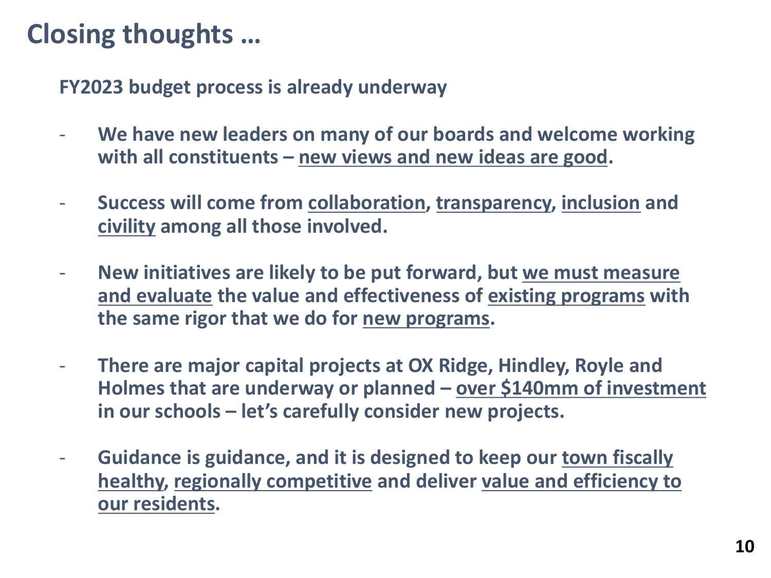# Closing thoughts …

**FY2023 budget process is already underway**

- **We have new leaders on many of our boards and welcome working with all constituents – new views and new ideas are good.**

- **Success will come from collaboration, transparency, inclusion and civility among all those involved.**

- **New initiatives are likely to be put forward, but we must measure and evaluate the value and effectiveness of existing programs with the same rigor that we do for new programs.**

- **There are major capital projects at OX Ridge, Hindley, Royle and Holmes that are underway or planned – over $140mm of investment in our schools – let's carefully consider new projects.**

- **Guidance is guidance, and it is designed to keep our town fiscally healthy, regionally competitive and deliver value and efficiency to our residents.**